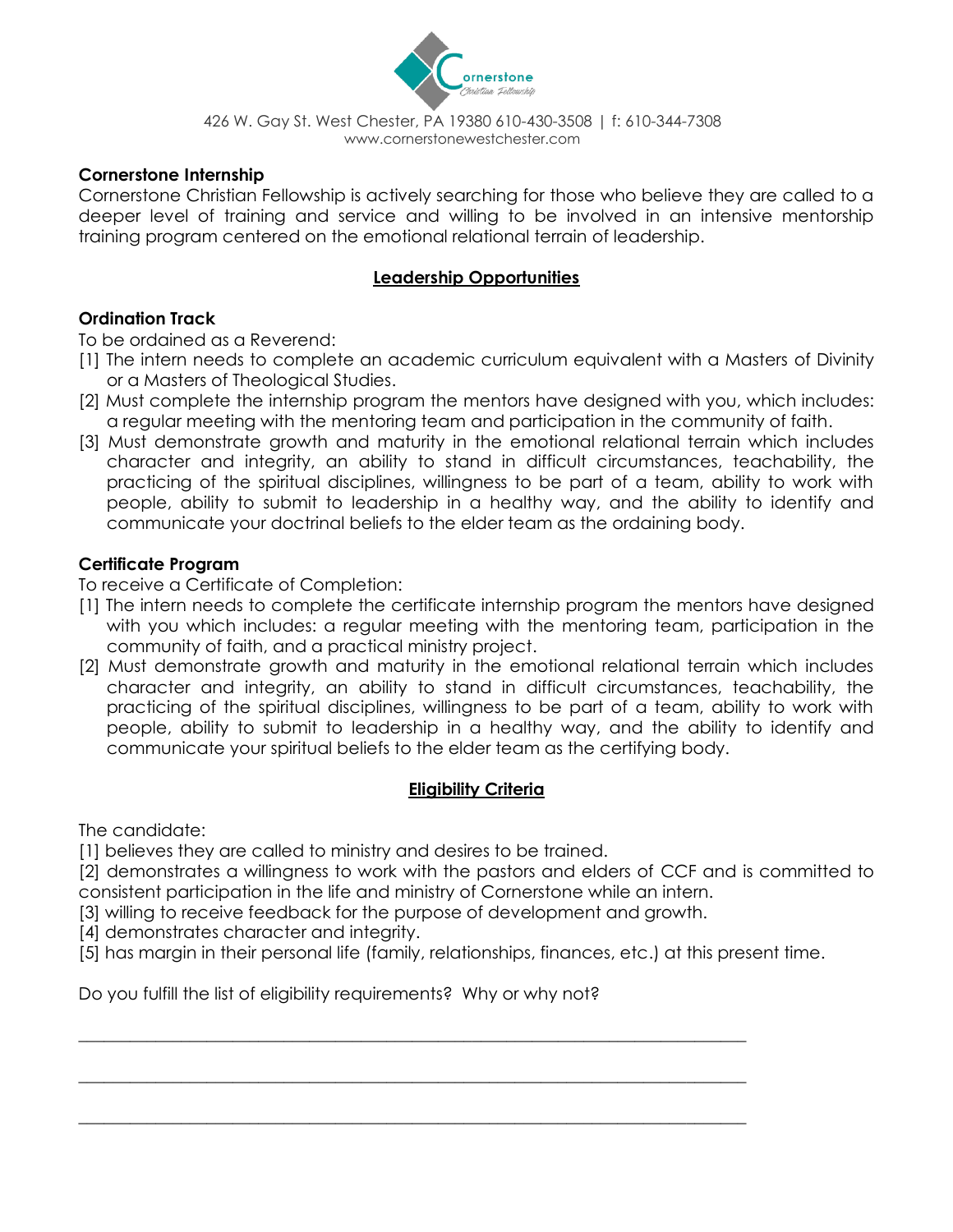Cornerstone Christian Fellowship

426 W. Gay St. West Chester, PA 19380 610-430-3508 | f: 610-344-7308
www.cornerstonewestchester.com

**Cornerstone Internship**

Cornerstone Christian Fellowship is actively searching for those who believe they are called to a deeper level of training and service and willing to be involved in an intensive mentorship training program centered on the emotional relational terrain of leadership.

## Leadership Opportunities

**Ordination Track**

To be ordained as a Reverend:

[1] The intern needs to complete an academic curriculum equivalent with a Masters of Divinity or a Masters of Theological Studies.

[2] Must complete the internship program the mentors have designed with you, which includes: a regular meeting with the mentoring team and participation in the community of faith.

[3] Must demonstrate growth and maturity in the emotional relational terrain which includes character and integrity, an ability to stand in difficult circumstances, teachability, the practicing of the spiritual disciplines, willingness to be part of a team, ability to work with people, ability to submit to leadership in a healthy way, and the ability to identify and communicate your doctrinal beliefs to the elder team as the ordaining body.

**Certificate Program**

To receive a Certificate of Completion:

[1] The intern needs to complete the certificate internship program the mentors have designed with you which includes: a regular meeting with the mentoring team, participation in the community of faith, and a practical ministry project.

[2] Must demonstrate growth and maturity in the emotional relational terrain which includes character and integrity, an ability to stand in difficult circumstances, teachability, the practicing of the spiritual disciplines, willingness to be part of a team, ability to work with people, ability to submit to leadership in a healthy way, and the ability to identify and communicate your spiritual beliefs to the elder team as the certifying body.

## Eligibility Criteria

The candidate:

[1] believes they are called to ministry and desires to be trained.

[2] demonstrates a willingness to work with the pastors and elders of CCF and is committed to consistent participation in the life and ministry of Cornerstone while an intern.

[3] willing to receive feedback for the purpose of development and growth.

[4] demonstrates character and integrity.

[5] has margin in their personal life (family, relationships, finances, etc.) at this present time.

Do you fulfill the list of eligibility requirements? Why or why not?

\_\_\_\_\_\_\_\_\_\_\_\_\_\_\_\_\_\_\_\_\_\_\_\_\_\_\_\_\_\_\_\_\_\_\_\_\_\_\_\_\_\_\_\_\_\_\_\_\_\_\_\_\_\_\_\_\_\_\_\_\_\_\_\_\_\_\_\_\_\_\_\_

\_\_\_\_\_\_\_\_\_\_\_\_\_\_\_\_\_\_\_\_\_\_\_\_\_\_\_\_\_\_\_\_\_\_\_\_\_\_\_\_\_\_\_\_\_\_\_\_\_\_\_\_\_\_\_\_\_\_\_\_\_\_\_\_\_\_\_\_\_\_\_\_

\_\_\_\_\_\_\_\_\_\_\_\_\_\_\_\_\_\_\_\_\_\_\_\_\_\_\_\_\_\_\_\_\_\_\_\_\_\_\_\_\_\_\_\_\_\_\_\_\_\_\_\_\_\_\_\_\_\_\_\_\_\_\_\_\_\_\_\_\_\_\_\_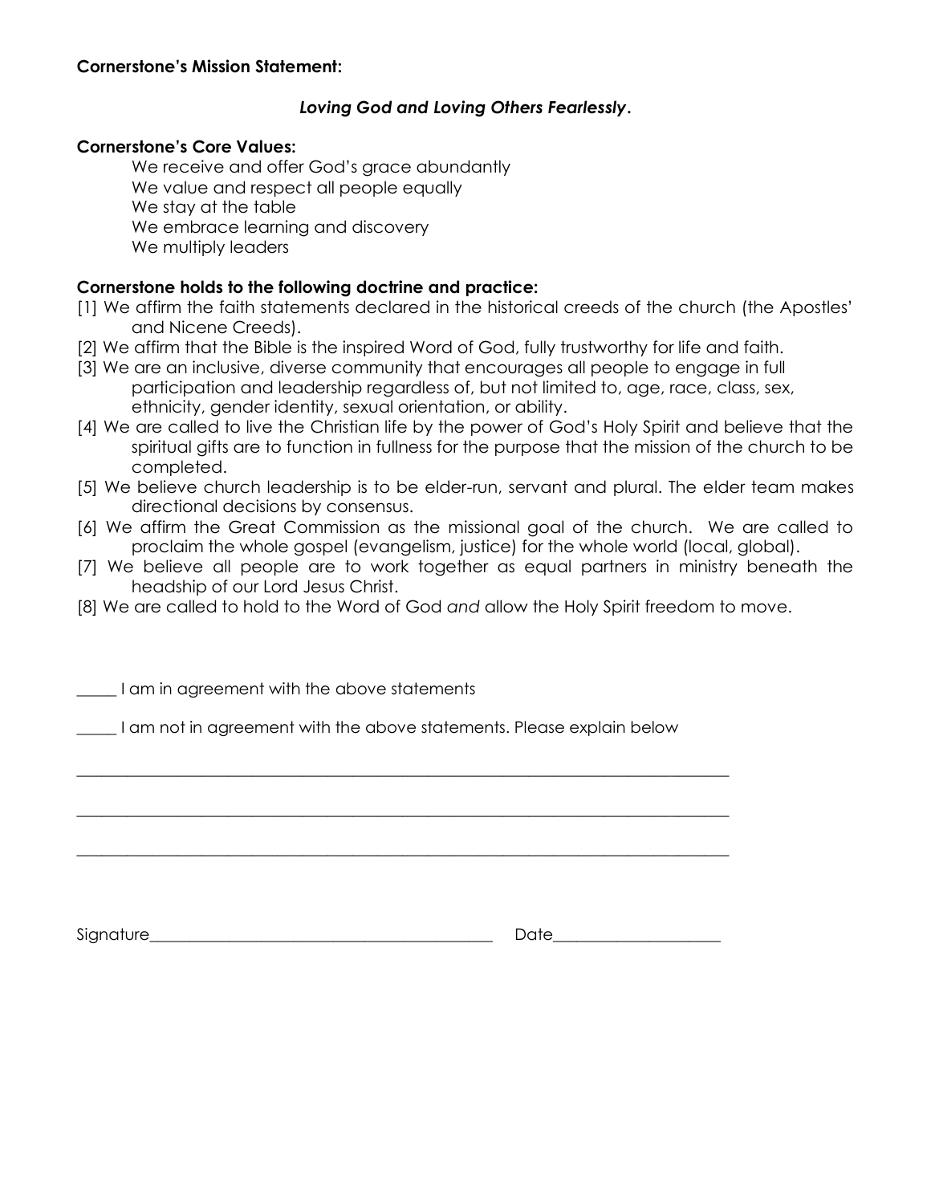**Cornerstone's Mission Statement:**

***Loving God and Loving Others Fearlessly.***

**Cornerstone's Core Values:**

We receive and offer God's grace abundantly
We value and respect all people equally
We stay at the table
We embrace learning and discovery
We multiply leaders

**Cornerstone holds to the following doctrine and practice:**

[1] We affirm the faith statements declared in the historical creeds of the church (the Apostles' and Nicene Creeds).
[2] We affirm that the Bible is the inspired Word of God, fully trustworthy for life and faith.
[3] We are an inclusive, diverse community that encourages all people to engage in full participation and leadership regardless of, but not limited to, age, race, class, sex, ethnicity, gender identity, sexual orientation, or ability.
[4] We are called to live the Christian life by the power of God's Holy Spirit and believe that the spiritual gifts are to function in fullness for the purpose that the mission of the church to be completed.
[5] We believe church leadership is to be elder-run, servant and plural. The elder team makes directional decisions by consensus.
[6] We affirm the Great Commission as the missional goal of the church. We are called to proclaim the whole gospel (evangelism, justice) for the whole world (local, global).
[7] We believe all people are to work together as equal partners in ministry beneath the headship of our Lord Jesus Christ.
[8] We are called to hold to the Word of God *and* allow the Holy Spirit freedom to move.

_____ I am in agreement with the above statements

_____ I am not in agreement with the above statements. Please explain below

________________________________________________________________________________

________________________________________________________________________________

________________________________________________________________________________

Signature___________________________________________ Date____________________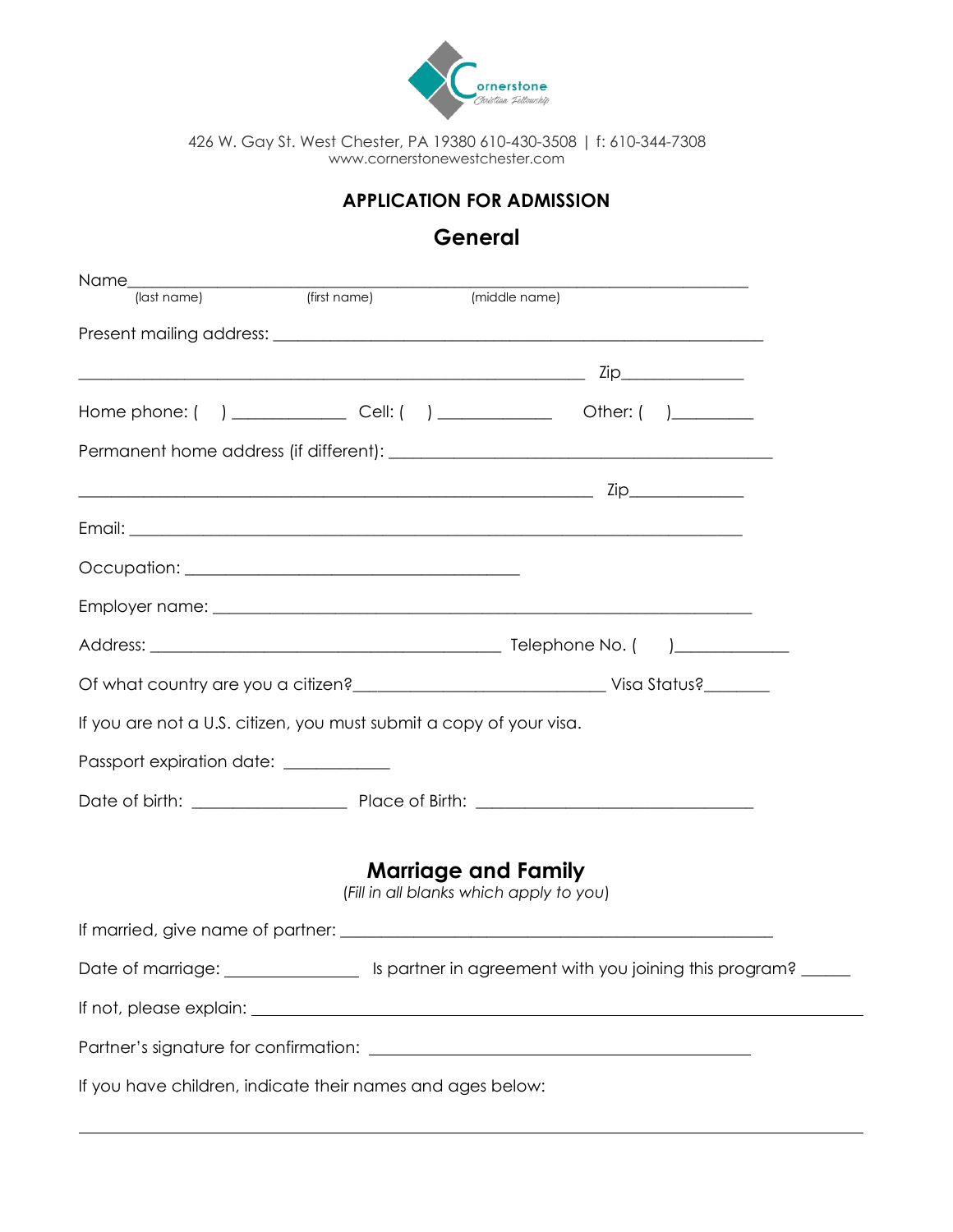Cornerstone Christian Fellowship

426 W. Gay St. West Chester, PA 19380 610-430-3508 | f: 610-344-7308
www.cornerstonewestchester.com

## APPLICATION FOR ADMISSION

## General

Name_______________________________________________________________
(last name) (first name) (middle name)

Present mailing address: ______________________________________________

__________________________________________________ Zip______________

Home phone: ( ) _____________ Cell: ( ) _____________ Other: ( )_________

Permanent home address (if different): __________________________________

__________________________________________________ Zip_____________

Email: ____________________________________________________________

Occupation: ________________________________

Employer name: _____________________________________________________

Address: __________________________________ Telephone No. ( )_____________

Of what country are you a citizen?_________________________ Visa Status?________

If you are not a U.S. citizen, you must submit a copy of your visa.

Passport expiration date: ____________

Date of birth: __________________ Place of Birth: ____________________________

## Marriage and Family

*(Fill in all blanks which apply to you)*

If married, give name of partner: __________________________________________

Date of marriage: _______________ Is partner in agreement with you joining this program? ______

If not, please explain: ______________________________________________________

Partner's signature for confirmation: ___________________________________

If you have children, indicate their names and ages below:

___________________________________________________________________________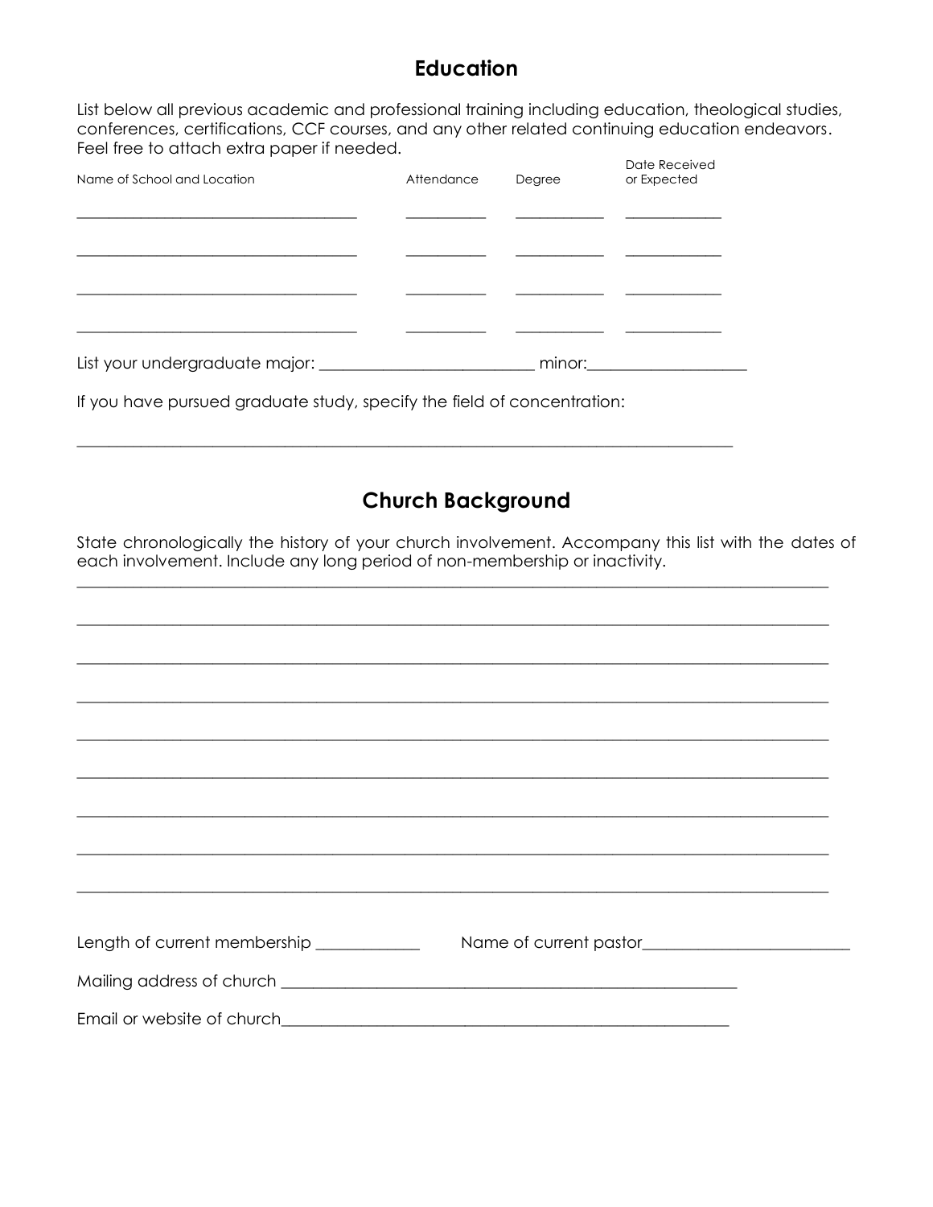## Education

List below all previous academic and professional training including education, theological studies, conferences, certifications, CCF courses, and any other related continuing education endeavors. Feel free to attach extra paper if needed.

| Name of School and Location | Attendance | Degree | Date Received or Expected |
|---|---|---|---|
| | | | |
| | | | |
| | | | |
| | | | |

List your undergraduate major: ___________________________ minor:____________________

If you have pursued graduate study, specify the field of concentration:

___________________________________________________________________________________

## Church Background

State chronologically the history of your church involvement. Accompany this list with the dates of each involvement. Include any long period of non-membership or inactivity.

______________________________________________________________________________________________

______________________________________________________________________________________________

______________________________________________________________________________________________

______________________________________________________________________________________________

______________________________________________________________________________________________

______________________________________________________________________________________________

______________________________________________________________________________________________

______________________________________________________________________________________________

______________________________________________________________________________________________

Length of current membership _____________ Name of current pastor__________________________

Mailing address of church __________________________________________________________

Email or website of church__________________________________________________________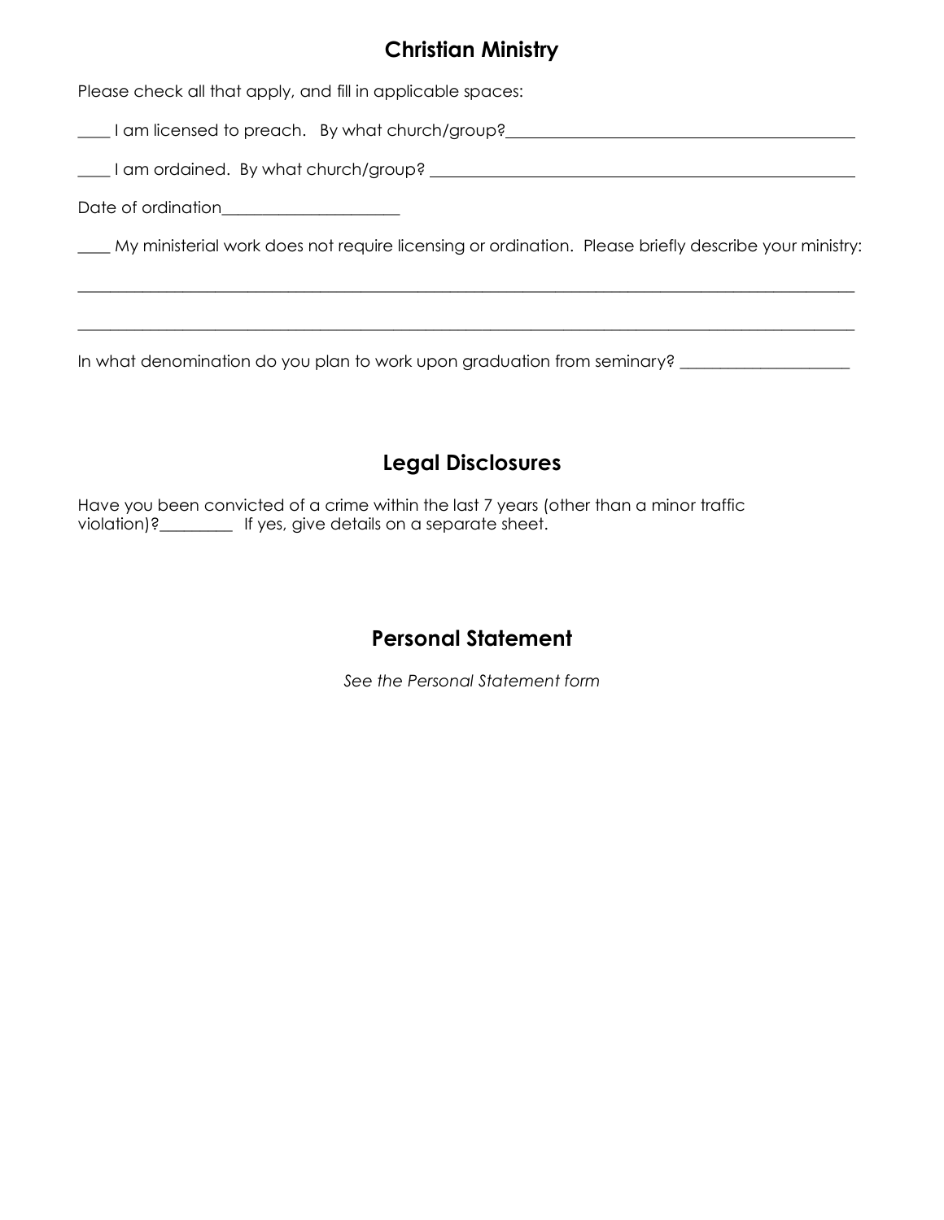## Christian Ministry

Please check all that apply, and fill in applicable spaces:

____ I am licensed to preach. By what church/group?____________________________________________

____ I am ordained. By what church/group? ____________________________________________________

Date of ordination______________________

____ My ministerial work does not require licensing or ordination. Please briefly describe your ministry:

_____________________________________________________________________________________________

_____________________________________________________________________________________________

In what denomination do you plan to work upon graduation from seminary? _____________________

## Legal Disclosures

Have you been convicted of a crime within the last 7 years (other than a minor traffic violation)?_________ If yes, give details on a separate sheet.

## Personal Statement

*See the Personal Statement form*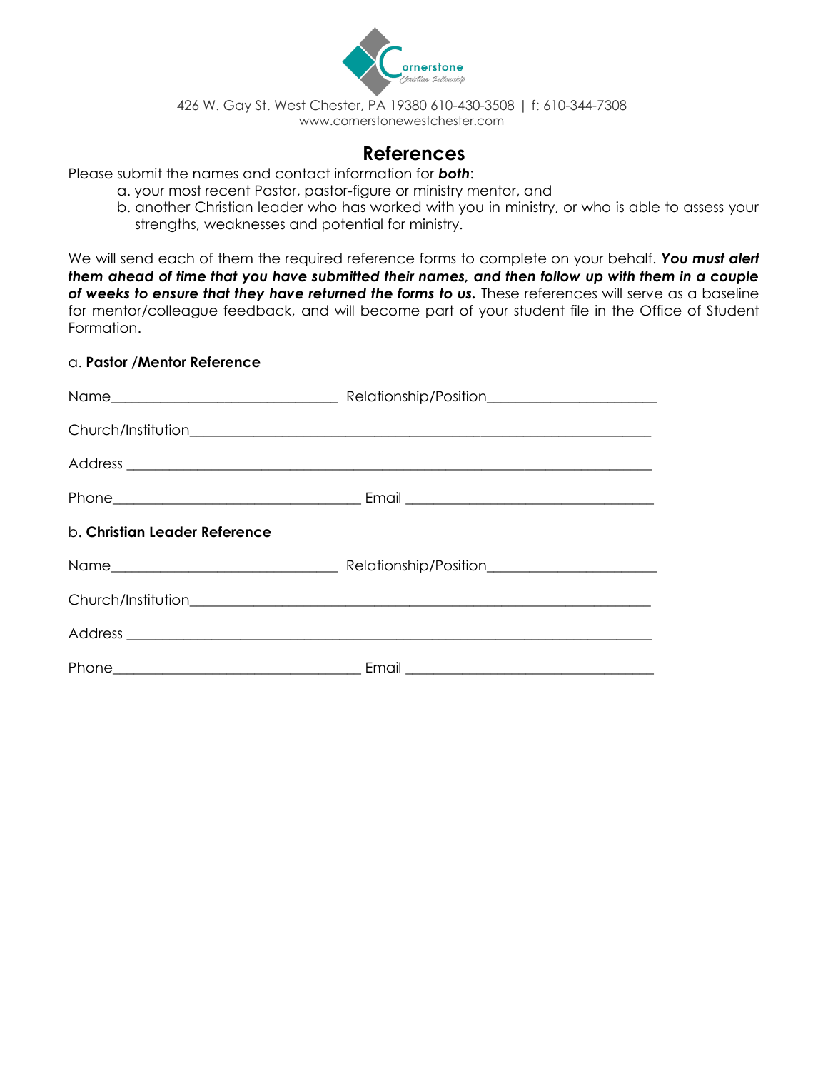Cornerstone
Christian Fellowship

426 W. Gay St. West Chester, PA 19380 610-430-3508 | f: 610-344-7308
www.cornerstonewestchester.com

# References

Please submit the names and contact information for ***both***:

a. your most recent Pastor, pastor-figure or ministry mentor, and
b. another Christian leader who has worked with you in ministry, or who is able to assess your strengths, weaknesses and potential for ministry.

We will send each of them the required reference forms to complete on your behalf. ***You must alert them ahead of time that you have submitted their names, and then follow up with them in a couple of weeks to ensure that they have returned the forms to us.*** These references will serve as a baseline for mentor/colleague feedback, and will become part of your student file in the Office of Student Formation.

a. **Pastor /Mentor Reference**

Name______________________________ Relationship/Position______________________

Church/Institution_____________________________________________________________

Address ____________________________________________________________________

Phone_________________________________ Email _________________________________

b. **Christian Leader Reference**

Name______________________________ Relationship/Position______________________

Church/Institution_____________________________________________________________

Address ____________________________________________________________________

Phone_________________________________ Email _________________________________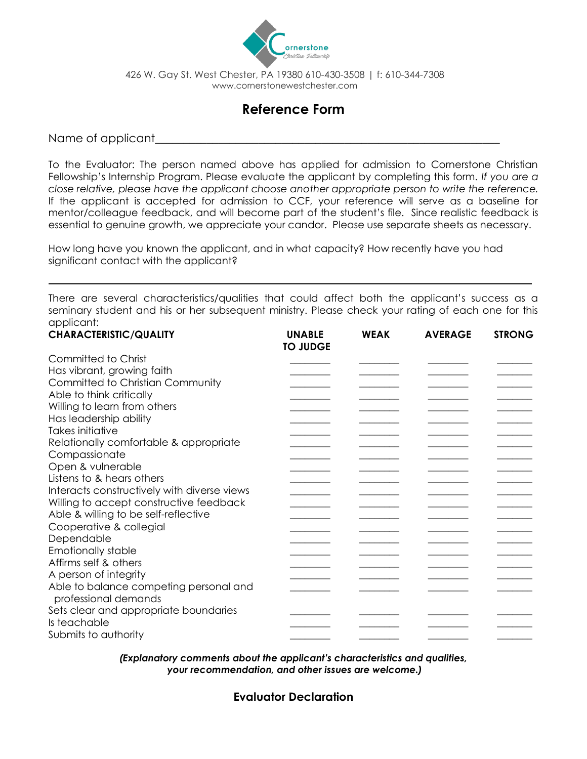Cornerstone Christian Fellowship

426 W. Gay St. West Chester, PA 19380 610-430-3508 | f: 610-344-7308
www.cornerstonewestchester.com

# Reference Form

Name of applicant_______________________________________________________________

To the Evaluator: The person named above has applied for admission to Cornerstone Christian Fellowship's Internship Program. Please evaluate the applicant by completing this form. *If you are a close relative, please have the applicant choose another appropriate person to write the reference.* If the applicant is accepted for admission to CCF, your reference will serve as a baseline for mentor/colleague feedback, and will become part of the student's file. Since realistic feedback is essential to genuine growth, we appreciate your candor. Please use separate sheets as necessary.

How long have you known the applicant, and in what capacity? How recently have you had significant contact with the applicant?

_______________________________________________________________________________

There are several characteristics/qualities that could affect both the applicant's success as a seminary student and his or her subsequent ministry. Please check your rating of each one for this applicant:

| CHARACTERISTIC/QUALITY | UNABLE TO JUDGE | WEAK | AVERAGE | STRONG |
|---|---|---|---|---|
| Committed to Christ | ______ | ______ | ______ | ______ |
| Has vibrant, growing faith | ______ | ______ | ______ | ______ |
| Committed to Christian Community | ______ | ______ | ______ | ______ |
| Able to think critically | ______ | ______ | ______ | ______ |
| Willing to learn from others | ______ | ______ | ______ | ______ |
| Has leadership ability | ______ | ______ | ______ | ______ |
| Takes initiative | ______ | ______ | ______ | ______ |
| Relationally comfortable & appropriate | ______ | ______ | ______ | ______ |
| Compassionate | ______ | ______ | ______ | ______ |
| Open & vulnerable | ______ | ______ | ______ | ______ |
| Listens to & hears others | ______ | ______ | ______ | ______ |
| Interacts constructively with diverse views | ______ | ______ | ______ | ______ |
| Willing to accept constructive feedback | ______ | ______ | ______ | ______ |
| Able & willing to be self-reflective | ______ | ______ | ______ | ______ |
| Cooperative & collegial | ______ | ______ | ______ | ______ |
| Dependable | ______ | ______ | ______ | ______ |
| Emotionally stable | ______ | ______ | ______ | ______ |
| Affirms self & others | ______ | ______ | ______ | ______ |
| A person of integrity | ______ | ______ | ______ | ______ |
| Able to balance competing personal and professional demands | ______ | ______ | ______ | ______ |
| Sets clear and appropriate boundaries | ______ | ______ | ______ | ______ |
| Is teachable | ______ | ______ | ______ | ______ |
| Submits to authority | ______ | ______ | ______ | ______ |

***(Explanatory comments about the applicant's characteristics and qualities, your recommendation, and other issues are welcome.)***

## Evaluator Declaration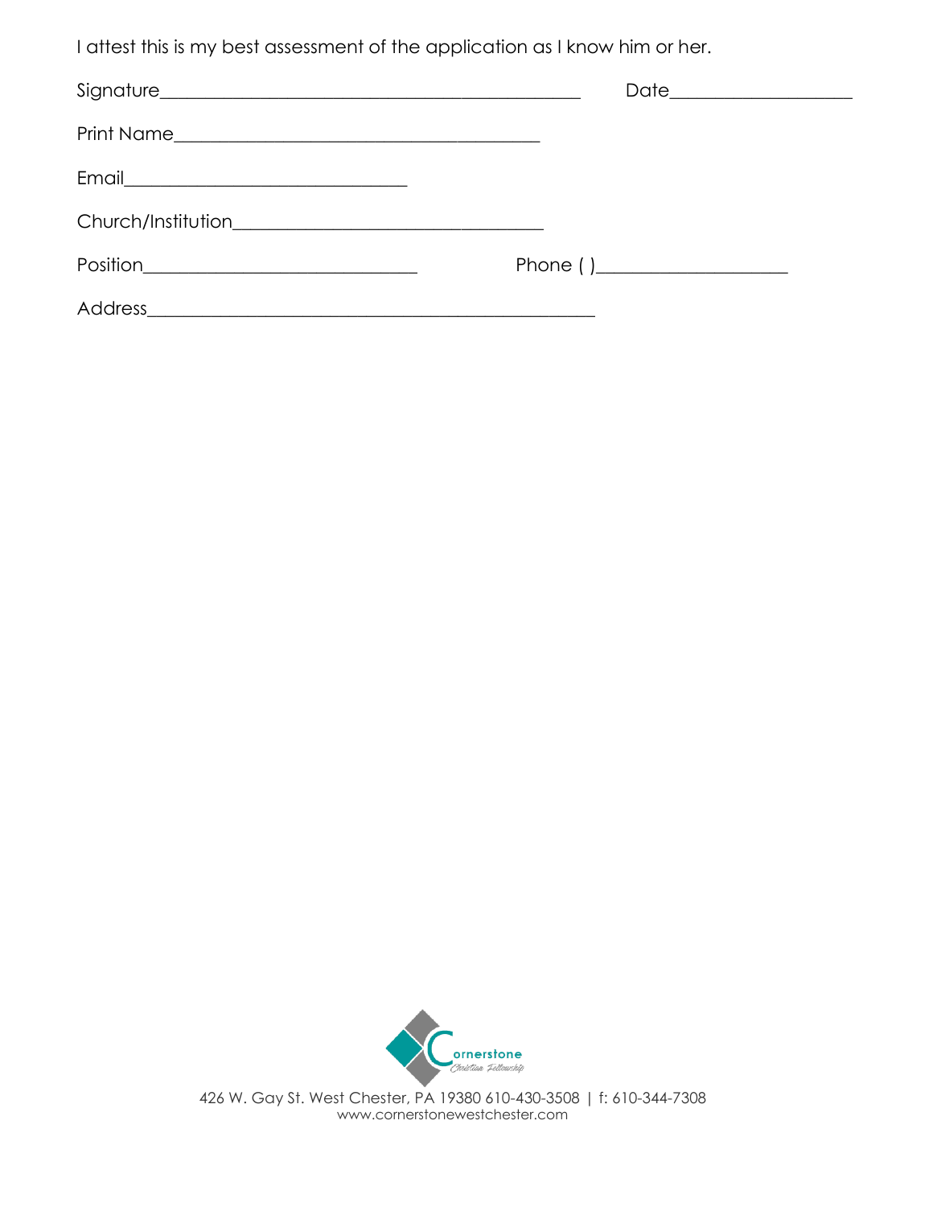I attest this is my best assessment of the application as I know him or her.

Signature_______________________________________________ Date____________________

Print Name_________________________________________

Email________________________________

Church/Institution___________________________________

Position______________________________ Phone ( )_____________________

Address_______________________________________________

Cornerstone Christian Fellowship

426 W. Gay St. West Chester, PA 19380 610-430-3508 | f: 610-344-7308
www.cornerstonewestchester.com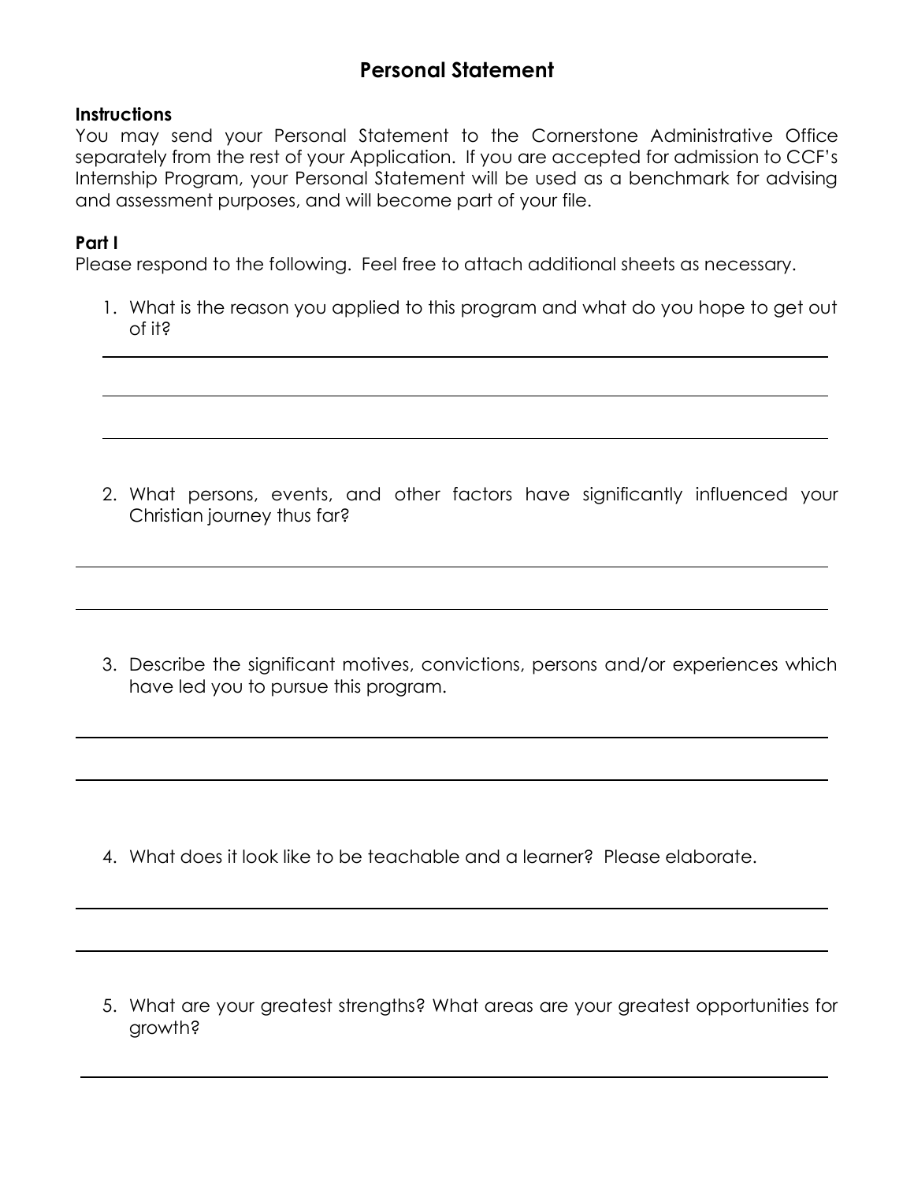# Personal Statement

**Instructions**

You may send your Personal Statement to the Cornerstone Administrative Office separately from the rest of your Application. If you are accepted for admission to CCF's Internship Program, your Personal Statement will be used as a benchmark for advising and assessment purposes, and will become part of your file.

**Part I**

Please respond to the following. Feel free to attach additional sheets as necessary.

1. What is the reason you applied to this program and what do you hope to get out of it?

2. What persons, events, and other factors have significantly influenced your Christian journey thus far?

3. Describe the significant motives, convictions, persons and/or experiences which have led you to pursue this program.

4. What does it look like to be teachable and a learner? Please elaborate.

5. What are your greatest strengths? What areas are your greatest opportunities for growth?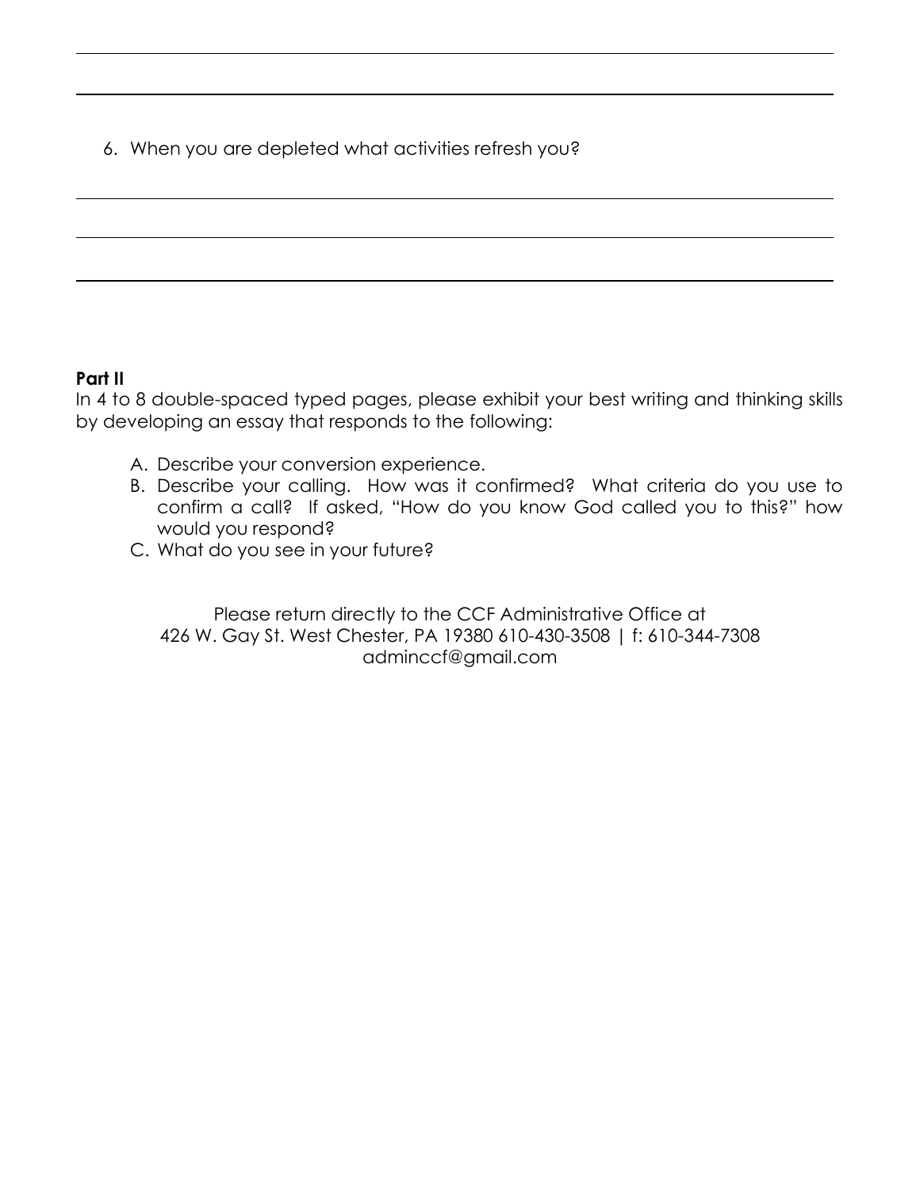6. When you are depleted what activities refresh you?

**Part II**

In 4 to 8 double-spaced typed pages, please exhibit your best writing and thinking skills by developing an essay that responds to the following:

A. Describe your conversion experience.
B. Describe your calling. How was it confirmed? What criteria do you use to confirm a call? If asked, "How do you know God called you to this?" how would you respond?
C. What do you see in your future?

Please return directly to the CCF Administrative Office at
426 W. Gay St. West Chester, PA 19380 610-430-3508 | f: 610-344-7308
adminccf@gmail.com